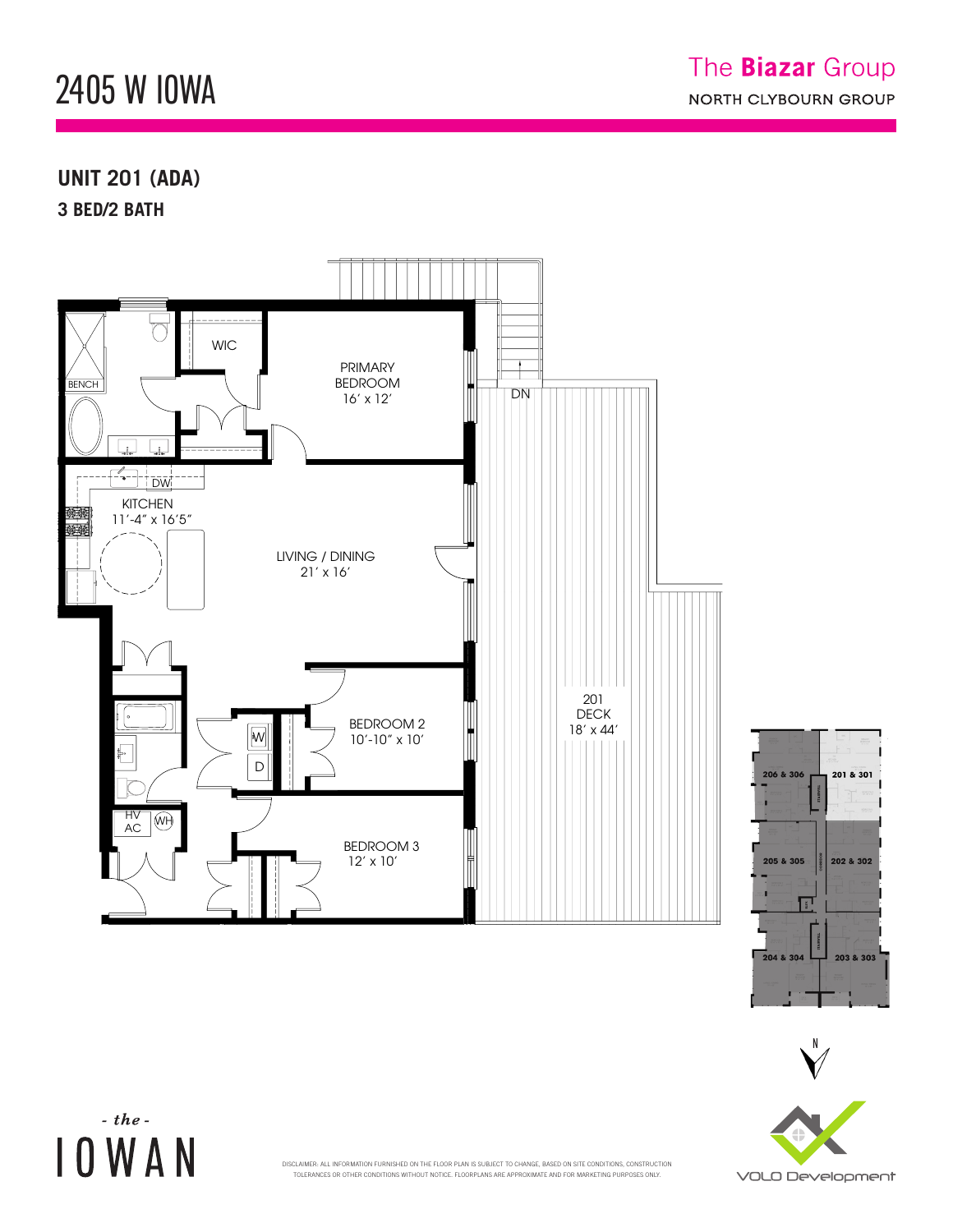# 2405 W IOWA

The **Biazar** Group
NORTH CLYBOURN GROUP

## UNIT 201 (ADA)
### 3 BED/2 BATH

PRIMARY BEDROOM 16′ x 12′

WIC

BENCH

DN

DW

KITCHEN 11′-4″ x 16′5″

LIVING / DINING 21′ x 16′

BEDROOM 2 10′-10″ x 10′

W

D

HV AC

WH

BEDROOM 3 12′ x 10′

201 DECK 18′ x 44′

206 & 306

201 & 301

205 & 305

202 & 302

204 & 304

203 & 303

N

- the -
IOWAN

DISCLAIMER: ALL INFORMATION FURNISHED ON THE FLOOR PLAN IS SUBJECT TO CHANGE, BASED ON SITE CONDITIONS, CONSTRUCTION TOLERANCES OR OTHER CONDITIONS WITHOUT NOTICE. FLOORPLANS ARE APPROXIMATE AND FOR MARKETING PURPOSES ONLY.

VOLO Development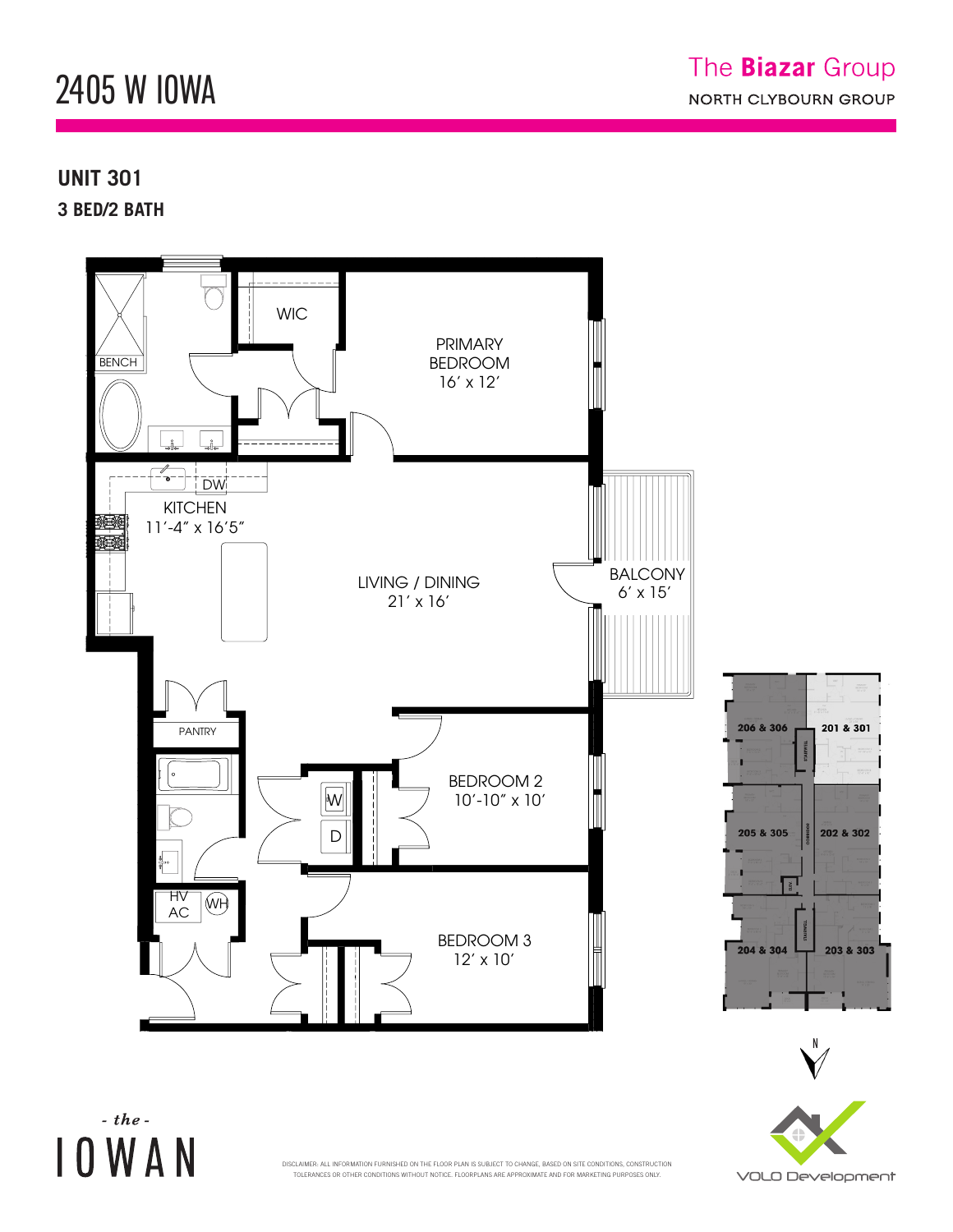# 2405 W IOWA

The **Biazar** Group
NORTH CLYBOURN GROUP

## UNIT 301
### 3 BED/2 BATH

WIC

PRIMARY BEDROOM
16′ x 12′

BENCH

DW

KITCHEN
11′-4″ x 16′5″

LIVING / DINING
21′ x 16′

BALCONY
6′ x 15′

PANTRY

BEDROOM 2
10′-10″ x 10′

W

D

HV AC

WH

BEDROOM 3
12′ x 10′

206 & 306
201 & 301
205 & 305
202 & 302
204 & 304
203 & 303

N

- the -
IOWAN

DISCLAIMER: ALL INFORMATION FURNISHED ON THE FLOOR PLAN IS SUBJECT TO CHANGE, BASED ON SITE CONDITIONS, CONSTRUCTION TOLERANCES OR OTHER CONDITIONS WITHOUT NOTICE. FLOORPLANS ARE APPROXIMATE AND FOR MARKETING PURPOSES ONLY.

VOLO Development